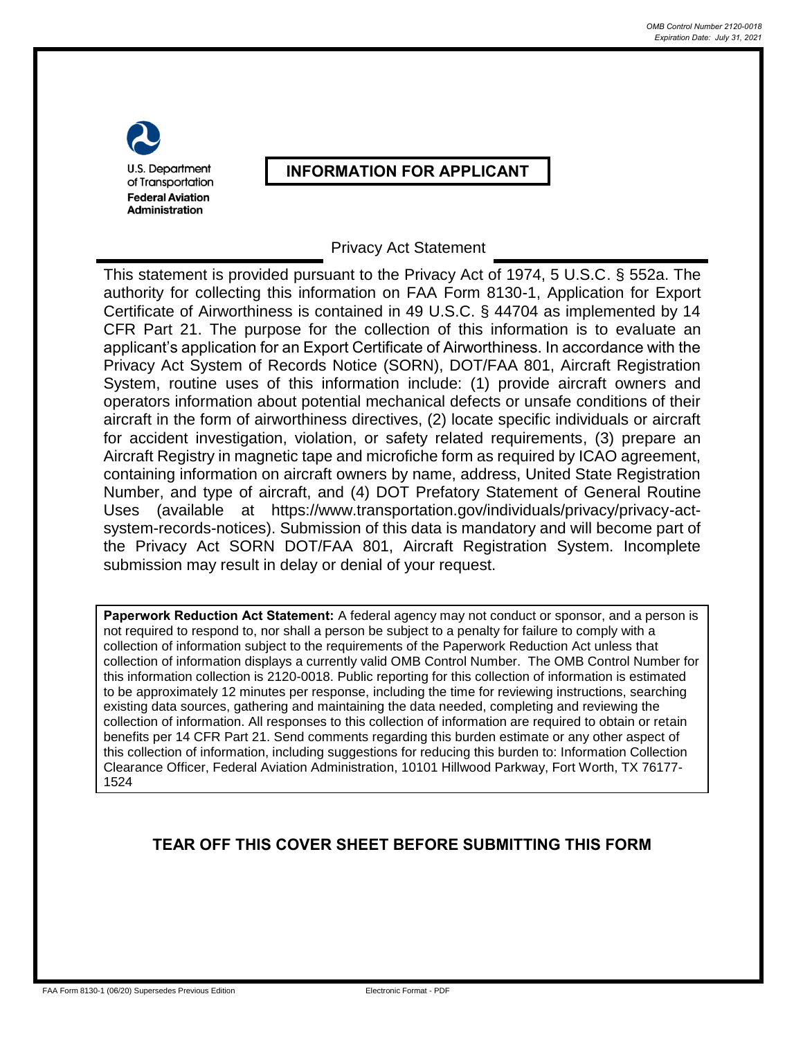OMB Control Number 2120-0018
Expiration Date: July 31, 2021

U.S. Department of Transportation
**Federal Aviation Administration**

# INFORMATION FOR APPLICANT

## Privacy Act Statement

This statement is provided pursuant to the Privacy Act of 1974, 5 U.S.C. § 552a. The authority for collecting this information on FAA Form 8130-1, Application for Export Certificate of Airworthiness is contained in 49 U.S.C. § 44704 as implemented by 14 CFR Part 21. The purpose for the collection of this information is to evaluate an applicant's application for an Export Certificate of Airworthiness. In accordance with the Privacy Act System of Records Notice (SORN), DOT/FAA 801, Aircraft Registration System, routine uses of this information include: (1) provide aircraft owners and operators information about potential mechanical defects or unsafe conditions of their aircraft in the form of airworthiness directives, (2) locate specific individuals or aircraft for accident investigation, violation, or safety related requirements, (3) prepare an Aircraft Registry in magnetic tape and microfiche form as required by ICAO agreement, containing information on aircraft owners by name, address, United State Registration Number, and type of aircraft, and (4) DOT Prefatory Statement of General Routine Uses (available at https://www.transportation.gov/individuals/privacy/privacy-act-system-records-notices). Submission of this data is mandatory and will become part of the Privacy Act SORN DOT/FAA 801, Aircraft Registration System. Incomplete submission may result in delay or denial of your request.

**Paperwork Reduction Act Statement:** A federal agency may not conduct or sponsor, and a person is not required to respond to, nor shall a person be subject to a penalty for failure to comply with a collection of information subject to the requirements of the Paperwork Reduction Act unless that collection of information displays a currently valid OMB Control Number. The OMB Control Number for this information collection is 2120-0018. Public reporting for this collection of information is estimated to be approximately 12 minutes per response, including the time for reviewing instructions, searching existing data sources, gathering and maintaining the data needed, completing and reviewing the collection of information. All responses to this collection of information are required to obtain or retain benefits per 14 CFR Part 21. Send comments regarding this burden estimate or any other aspect of this collection of information, including suggestions for reducing this burden to: Information Collection Clearance Officer, Federal Aviation Administration, 10101 Hillwood Parkway, Fort Worth, TX 76177-1524

**TEAR OFF THIS COVER SHEET BEFORE SUBMITTING THIS FORM**

FAA Form 8130-1 (06/20) Supersedes Previous Edition — Electronic Format - PDF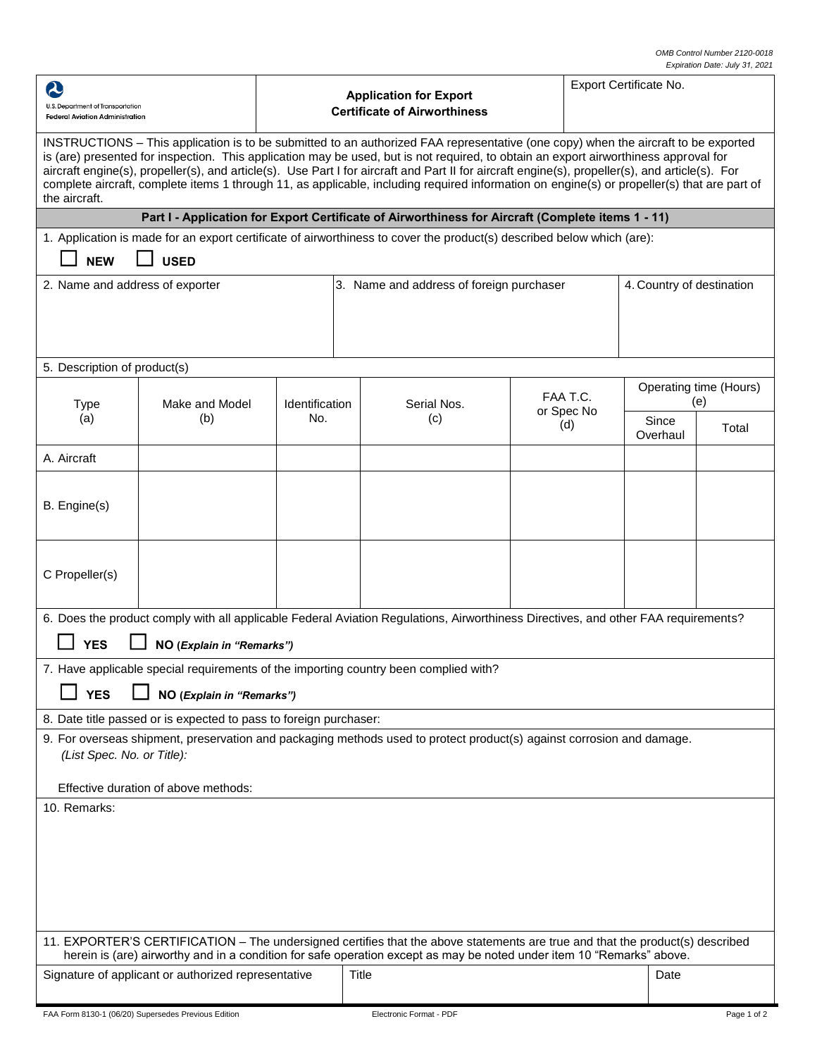OMB Control Number 2120-0018
Expiration Date: July 31, 2021

U.S. Department of Transportation
Federal Aviation Administration

# Application for Export Certificate of Airworthiness

Export Certificate No.

INSTRUCTIONS – This application is to be submitted to an authorized FAA representative (one copy) when the aircraft to be exported is (are) presented for inspection. This application may be used, but is not required, to obtain an export airworthiness approval for aircraft engine(s), propeller(s), and article(s). Use Part I for aircraft and Part II for aircraft engine(s), propeller(s), and article(s). For complete aircraft, complete items 1 through 11, as applicable, including required information on engine(s) or propeller(s) that are part of the aircraft.

## Part I - Application for Export Certificate of Airworthiness for Aircraft (Complete items 1 - 11)

1. Application is made for an export certificate of airworthiness to cover the product(s) described below which (are):

☐ **NEW** ☐ **USED**

| 2. Name and address of exporter | 3. Name and address of foreign purchaser | 4. Country of destination |
|---|---|---|
| | | |

5. Description of product(s)

| Type (a) | Make and Model (b) | Identification No. | Serial Nos. (c) | FAA T.C. or Spec No (d) | Operating time (Hours) (e) | |
|---|---|---|---|---|---|---|
| | | | | | Since Overhaul | Total |
| A. Aircraft | | | | | | |
| B. Engine(s) | | | | | | |
| C Propeller(s) | | | | | | |

6. Does the product comply with all applicable Federal Aviation Regulations, Airworthiness Directives, and other FAA requirements?

☐ **YES** ☐ **NO** (*Explain in "Remarks")*

7. Have applicable special requirements of the importing country been complied with?

☐ **YES** ☐ **NO** (*Explain in "Remarks")*

8. Date title passed or is expected to pass to foreign purchaser:

9. For overseas shipment, preservation and packaging methods used to protect product(s) against corrosion and damage.
*(List Spec. No. or Title):*

Effective duration of above methods:

10. Remarks:

11. EXPORTER'S CERTIFICATION – The undersigned certifies that the above statements are true and that the product(s) described herein is (are) airworthy and in a condition for safe operation except as may be noted under item 10 "Remarks" above.

| Signature of applicant or authorized representative | Title | Date |
|---|---|---|
| | | |

FAA Form 8130-1 (06/20) Supersedes Previous Edition

Electronic Format - PDF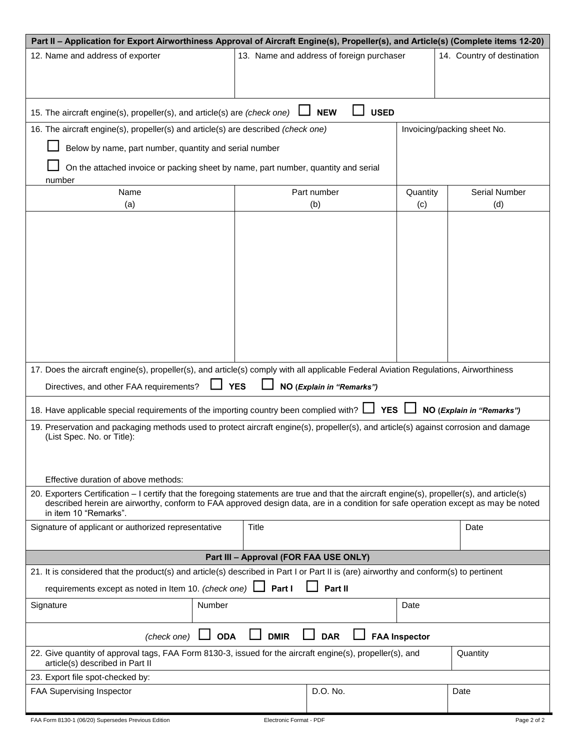## Part II – Application for Export Airworthiness Approval of Aircraft Engine(s), Propeller(s), and Article(s) (Complete items 12-20)

| 12. Name and address of exporter | 13. Name and address of foreign purchaser | 14. Country of destination |
|---|---|---|
| | | |

15. The aircraft engine(s), propeller(s), and article(s) are *(check one)* ☐ **NEW** ☐ **USED**

16. The aircraft engine(s), propeller(s) and article(s) are described *(check one)*

☐ Below by name, part number, quantity and serial number

☐ On the attached invoice or packing sheet by name, part number, quantity and serial number

Invoicing/packing sheet No.

| Name (a) | Part number (b) | Quantity (c) | Serial Number (d) |
|---|---|---|---|
| | | | |

17. Does the aircraft engine(s), propeller(s), and article(s) comply with all applicable Federal Aviation Regulations, Airworthiness Directives, and other FAA requirements? ☐ **YES** ☐ **NO (*Explain in "Remarks")***

18. Have applicable special requirements of the importing country been complied with? ☐ **YES** ☐ **NO (*Explain in "Remarks")***

19. Preservation and packaging methods used to protect aircraft engine(s), propeller(s), and article(s) against corrosion and damage (List Spec. No. or Title):

Effective duration of above methods:

20. Exporters Certification – I certify that the foregoing statements are true and that the aircraft engine(s), propeller(s), and article(s) described herein are airworthy, conform to FAA approved design data, are in a condition for safe operation except as may be noted in item 10 "Remarks".

| Signature of applicant or authorized representative | Title | Date |
|---|---|---|
| | | |

## Part III – Approval (FOR FAA USE ONLY)

21. It is considered that the product(s) and article(s) described in Part I or Part II is (are) airworthy and conform(s) to pertinent requirements except as noted in Item 10. *(check one)* ☐ **Part I** ☐ **Part II**

| Signature | Number | Date |
|---|---|---|
| | | |

*(check one)* ☐ **ODA** ☐ **DMIR** ☐ **DAR** ☐ **FAA Inspector**

| 22. Give quantity of approval tags, FAA Form 8130-3, issued for the aircraft engine(s), propeller(s), and article(s) described in Part II | Quantity |
|---|---|
| | |

23. Export file spot-checked by:

| FAA Supervising Inspector | D.O. No. | Date |
|---|---|---|
| | | |

FAA Form 8130-1 (06/20) Supersedes Previous Edition    Electronic Format - PDF